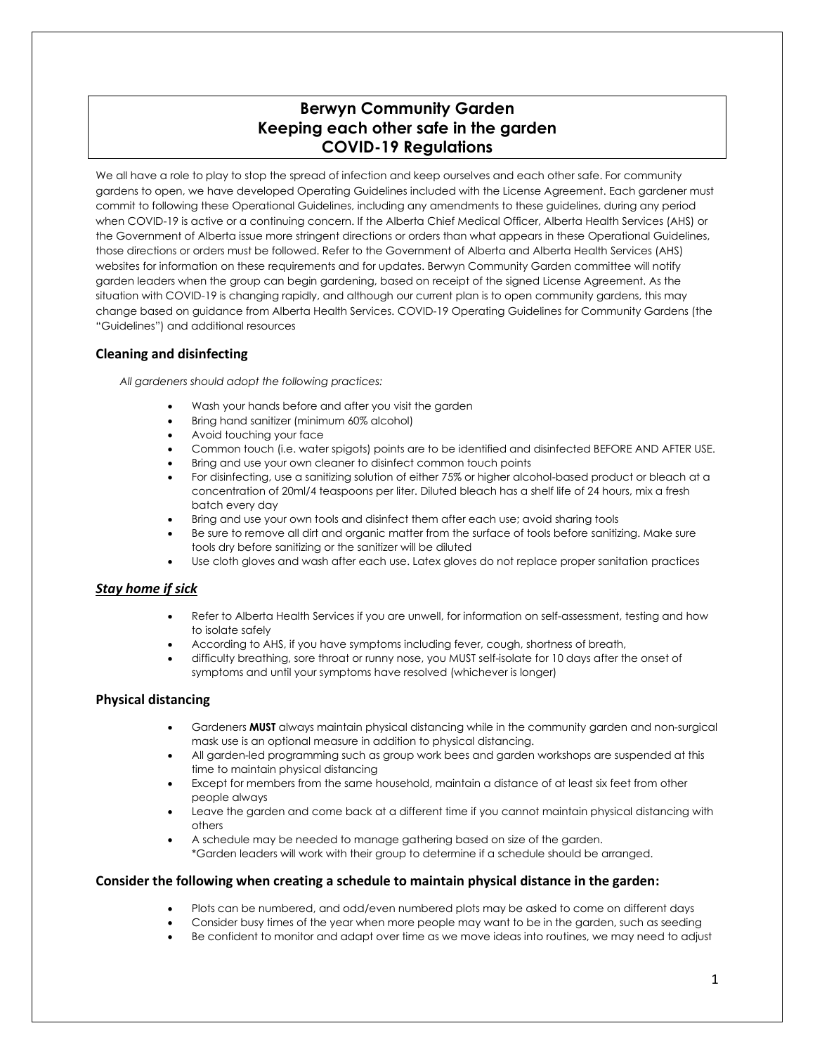# Berwyn Community Garden
# Keeping each other safe in the garden
# COVID-19 Regulations

We all have a role to play to stop the spread of infection and keep ourselves and each other safe. For community gardens to open, we have developed Operating Guidelines included with the License Agreement. Each gardener must commit to following these Operational Guidelines, including any amendments to these guidelines, during any period when COVID-19 is active or a continuing concern. If the Alberta Chief Medical Officer, Alberta Health Services (AHS) or the Government of Alberta issue more stringent directions or orders than what appears in these Operational Guidelines, those directions or orders must be followed. Refer to the Government of Alberta and Alberta Health Services (AHS) websites for information on these requirements and for updates. Berwyn Community Garden committee will notify garden leaders when the group can begin gardening, based on receipt of the signed License Agreement. As the situation with COVID-19 is changing rapidly, and although our current plan is to open community gardens, this may change based on guidance from Alberta Health Services. COVID-19 Operating Guidelines for Community Gardens (the "Guidelines") and additional resources

## Cleaning and disinfecting

*All gardeners should adopt the following practices:*

- Wash your hands before and after you visit the garden
- Bring hand sanitizer (minimum 60% alcohol)
- Avoid touching your face
- Common touch (i.e. water spigots) points are to be identified and disinfected BEFORE AND AFTER USE.
- Bring and use your own cleaner to disinfect common touch points
- For disinfecting, use a sanitizing solution of either 75% or higher alcohol-based product or bleach at a concentration of 20ml/4 teaspoons per liter. Diluted bleach has a shelf life of 24 hours, mix a fresh batch every day
- Bring and use your own tools and disinfect them after each use; avoid sharing tools
- Be sure to remove all dirt and organic matter from the surface of tools before sanitizing. Make sure tools dry before sanitizing or the sanitizer will be diluted
- Use cloth gloves and wash after each use. Latex gloves do not replace proper sanitation practices

## ***Stay home if sick***

- Refer to Alberta Health Services if you are unwell, for information on self-assessment, testing and how to isolate safely
- According to AHS, if you have symptoms including fever, cough, shortness of breath,
- difficulty breathing, sore throat or runny nose, you MUST self-isolate for 10 days after the onset of symptoms and until your symptoms have resolved (whichever is longer)

## Physical distancing

- Gardeners **MUST** always maintain physical distancing while in the community garden and non-surgical mask use is an optional measure in addition to physical distancing.
- All garden-led programming such as group work bees and garden workshops are suspended at this time to maintain physical distancing
- Except for members from the same household, maintain a distance of at least six feet from other people always
- Leave the garden and come back at a different time if you cannot maintain physical distancing with others
- A schedule may be needed to manage gathering based on size of the garden.
  *Garden leaders will work with their group to determine if a schedule should be arranged.

## Consider the following when creating a schedule to maintain physical distance in the garden:

- Plots can be numbered, and odd/even numbered plots may be asked to come on different days
- Consider busy times of the year when more people may want to be in the garden, such as seeding
- Be confident to monitor and adapt over time as we move ideas into routines, we may need to adjust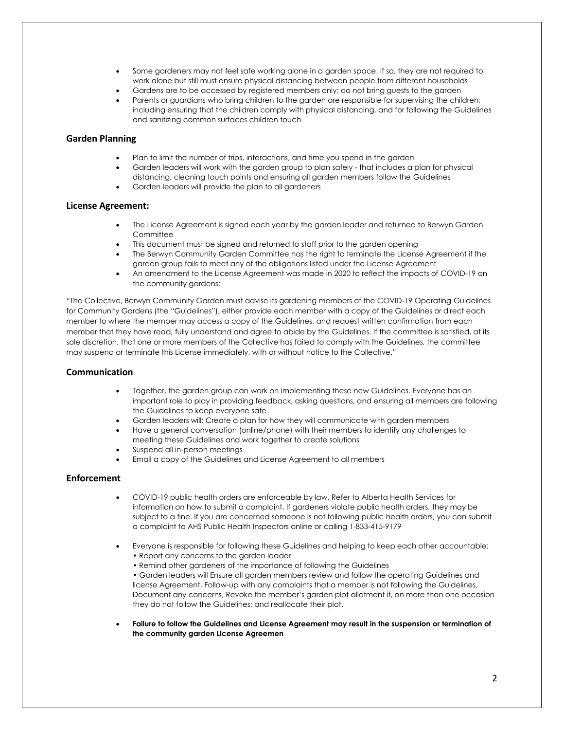- Some gardeners may not feel safe working alone in a garden space. If so, they are not required to work alone but still must ensure physical distancing between people from different households
- Gardens are to be accessed by registered members only; do not bring guests to the garden
- Parents or guardians who bring children to the garden are responsible for supervising the children, including ensuring that the children comply with physical distancing, and for following the Guidelines and sanitizing common surfaces children touch

## Garden Planning

- Plan to limit the number of trips, interactions, and time you spend in the garden
- Garden leaders will work with the garden group to plan safely - that includes a plan for physical distancing, cleaning touch points and ensuring all garden members follow the Guidelines
- Garden leaders will provide the plan to all gardeners

## License Agreement:

- The License Agreement is signed each year by the garden leader and returned to Berwyn Garden Committee
- This document must be signed and returned to staff prior to the garden opening
- The Berwyn Community Garden Committee has the right to terminate the License Agreement if the garden group fails to meet any of the obligations listed under the License Agreement
- An amendment to the License Agreement was made in 2020 to reflect the impacts of COVID-19 on the community gardens:

"The Collective, Berwyn Community Garden must advise its gardening members of the COVID-19 Operating Guidelines for Community Gardens (the "Guidelines"), either provide each member with a copy of the Guidelines or direct each member to where the member may access a copy of the Guidelines, and request written confirmation from each member that they have read, fully understand and agree to abide by the Guidelines. If the committee is satisfied, at its sole discretion, that one or more members of the Collective has failed to comply with the Guidelines, the committee may suspend or terminate this License immediately, with or without notice to the Collective."

## Communication

- Together, the garden group can work on implementing these new Guidelines. Everyone has an important role to play in providing feedback, asking questions, and ensuring all members are following the Guidelines to keep everyone safe
- Garden leaders will: Create a plan for how they will communicate with garden members
- Have a general conversation (online/phone) with their members to identify any challenges to meeting these Guidelines and work together to create solutions
- Suspend all in-person meetings
- Email a copy of the Guidelines and License Agreement to all members

## Enforcement

- COVID-19 public health orders are enforceable by law. Refer to Alberta Health Services for information on how to submit a complaint. If gardeners violate public health orders, they may be subject to a fine. If you are concerned someone is not following public health orders, you can submit a complaint to AHS Public Health Inspectors online or calling 1-833-415-9179

- Everyone is responsible for following these Guidelines and helping to keep each other accountable:
  • Report any concerns to the garden leader
  • Remind other gardeners of the importance of following the Guidelines
  • Garden leaders will Ensure all garden members review and follow the operating Guidelines and license Agreement, Follow-up with any complaints that a member is not following the Guidelines, Document any concerns, Revoke the member's garden plot allotment if, on more than one occasion they do not follow the Guidelines; and reallocate their plot.

- **Failure to follow the Guidelines and License Agreement may result in the suspension or termination of the community garden License Agreemen**